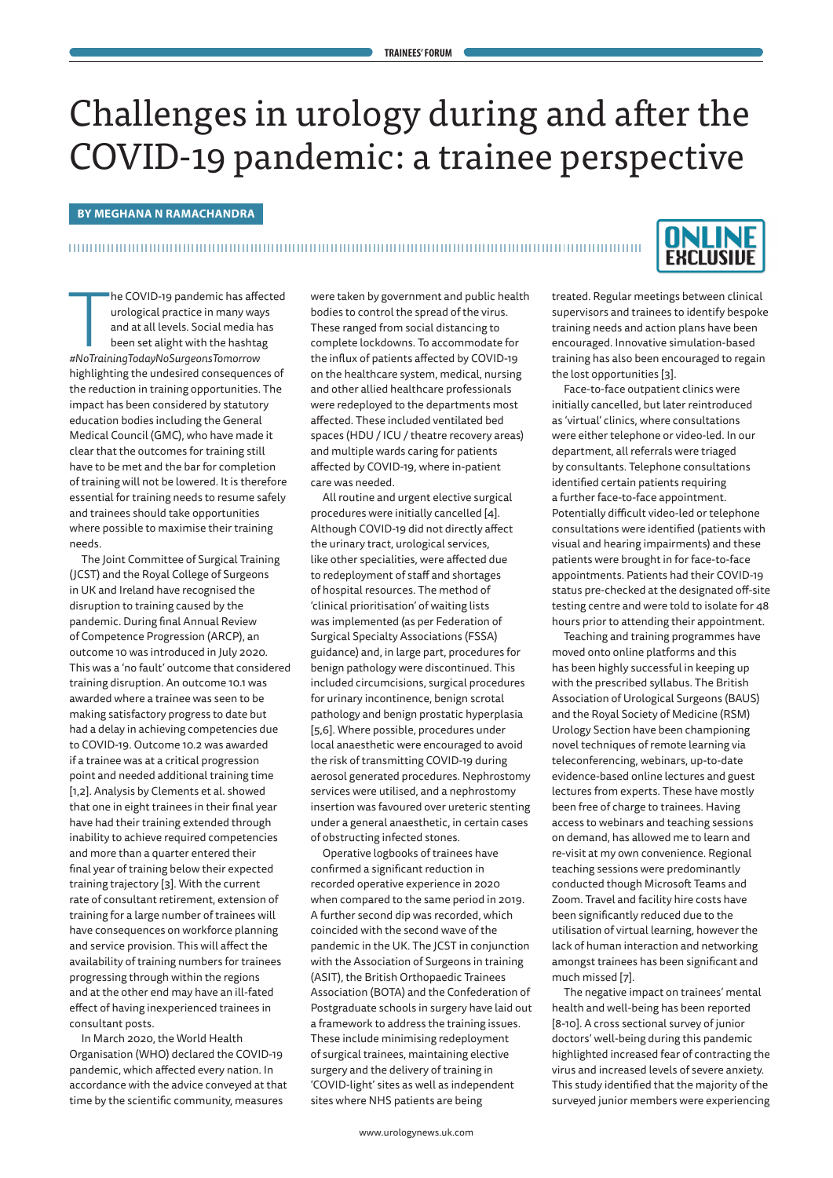# Challenges in urology during and after the COVID-19 pandemic: a trainee perspective

**BY MEGHANA N RAMACHANDRA**

ONLINE EXCLUSIVE

The COVID-19 pandemic has affected urological practice in many ways and at all levels. Social media has been set alight with the hashtag *#NoTrainingTodayNoSurgeonsTomorrow* highlighting the undesired consequences of the reduction in training opportunities. The impact has been considered by statutory education bodies including the General Medical Council (GMC), who have made it clear that the outcomes for training still have to be met and the bar for completion of training will not be lowered. It is therefore essential for training needs to resume safely and trainees should take opportunities where possible to maximise their training needs.

The Joint Committee of Surgical Training (JCST) and the Royal College of Surgeons in UK and Ireland have recognised the disruption to training caused by the pandemic. During final Annual Review of Competence Progression (ARCP), an outcome 10 was introduced in July 2020. This was a 'no fault' outcome that considered training disruption. An outcome 10.1 was awarded where a trainee was seen to be making satisfactory progress to date but had a delay in achieving competencies due to COVID-19. Outcome 10.2 was awarded if a trainee was at a critical progression point and needed additional training time [1,2]. Analysis by Clements et al. showed that one in eight trainees in their final year have had their training extended through inability to achieve required competencies and more than a quarter entered their final year of training below their expected training trajectory [3]. With the current rate of consultant retirement, extension of training for a large number of trainees will have consequences on workforce planning and service provision. This will affect the availability of training numbers for trainees progressing through within the regions and at the other end may have an ill-fated effect of having inexperienced trainees in consultant posts.

In March 2020, the World Health Organisation (WHO) declared the COVID-19 pandemic, which affected every nation. In accordance with the advice conveyed at that time by the scientific community, measures were taken by government and public health bodies to control the spread of the virus. These ranged from social distancing to complete lockdowns. To accommodate for the influx of patients affected by COVID-19 on the healthcare system, medical, nursing and other allied healthcare professionals were redeployed to the departments most affected. These included ventilated bed spaces (HDU / ICU / theatre recovery areas) and multiple wards caring for patients affected by COVID-19, where in-patient care was needed.

All routine and urgent elective surgical procedures were initially cancelled [4]. Although COVID-19 did not directly affect the urinary tract, urological services, like other specialities, were affected due to redeployment of staff and shortages of hospital resources. The method of 'clinical prioritisation' of waiting lists was implemented (as per Federation of Surgical Specialty Associations (FSSA) guidance) and, in large part, procedures for benign pathology were discontinued. This included circumcisions, surgical procedures for urinary incontinence, benign scrotal pathology and benign prostatic hyperplasia [5,6]. Where possible, procedures under local anaesthetic were encouraged to avoid the risk of transmitting COVID-19 during aerosol generated procedures. Nephrostomy services were utilised, and a nephrostomy insertion was favoured over ureteric stenting under a general anaesthetic, in certain cases of obstructing infected stones.

Operative logbooks of trainees have confirmed a significant reduction in recorded operative experience in 2020 when compared to the same period in 2019. A further second dip was recorded, which coincided with the second wave of the pandemic in the UK. The JCST in conjunction with the Association of Surgeons in training (ASIT), the British Orthopaedic Trainees Association (BOTA) and the Confederation of Postgraduate schools in surgery have laid out a framework to address the training issues. These include minimising redeployment of surgical trainees, maintaining elective surgery and the delivery of training in 'COVID-light' sites as well as independent sites where NHS patients are being treated. Regular meetings between clinical supervisors and trainees to identify bespoke training needs and action plans have been encouraged. Innovative simulation-based training has also been encouraged to regain the lost opportunities [3].

Face-to-face outpatient clinics were initially cancelled, but later reintroduced as 'virtual' clinics, where consultations were either telephone or video-led. In our department, all referrals were triaged by consultants. Telephone consultations identified certain patients requiring a further face-to-face appointment. Potentially difficult video-led or telephone consultations were identified (patients with visual and hearing impairments) and these patients were brought in for face-to-face appointments. Patients had their COVID-19 status pre-checked at the designated off-site testing centre and were told to isolate for 48 hours prior to attending their appointment.

Teaching and training programmes have moved onto online platforms and this has been highly successful in keeping up with the prescribed syllabus. The British Association of Urological Surgeons (BAUS) and the Royal Society of Medicine (RSM) Urology Section have been championing novel techniques of remote learning via teleconferencing, webinars, up-to-date evidence-based online lectures and guest lectures from experts. These have mostly been free of charge to trainees. Having access to webinars and teaching sessions on demand, has allowed me to learn and re-visit at my own convenience. Regional teaching sessions were predominantly conducted though Microsoft Teams and Zoom. Travel and facility hire costs have been significantly reduced due to the utilisation of virtual learning, however the lack of human interaction and networking amongst trainees has been significant and much missed [7].

The negative impact on trainees' mental health and well-being has been reported [8-10]. A cross sectional survey of junior doctors' well-being during this pandemic highlighted increased fear of contracting the virus and increased levels of severe anxiety. This study identified that the majority of the surveyed junior members were experiencing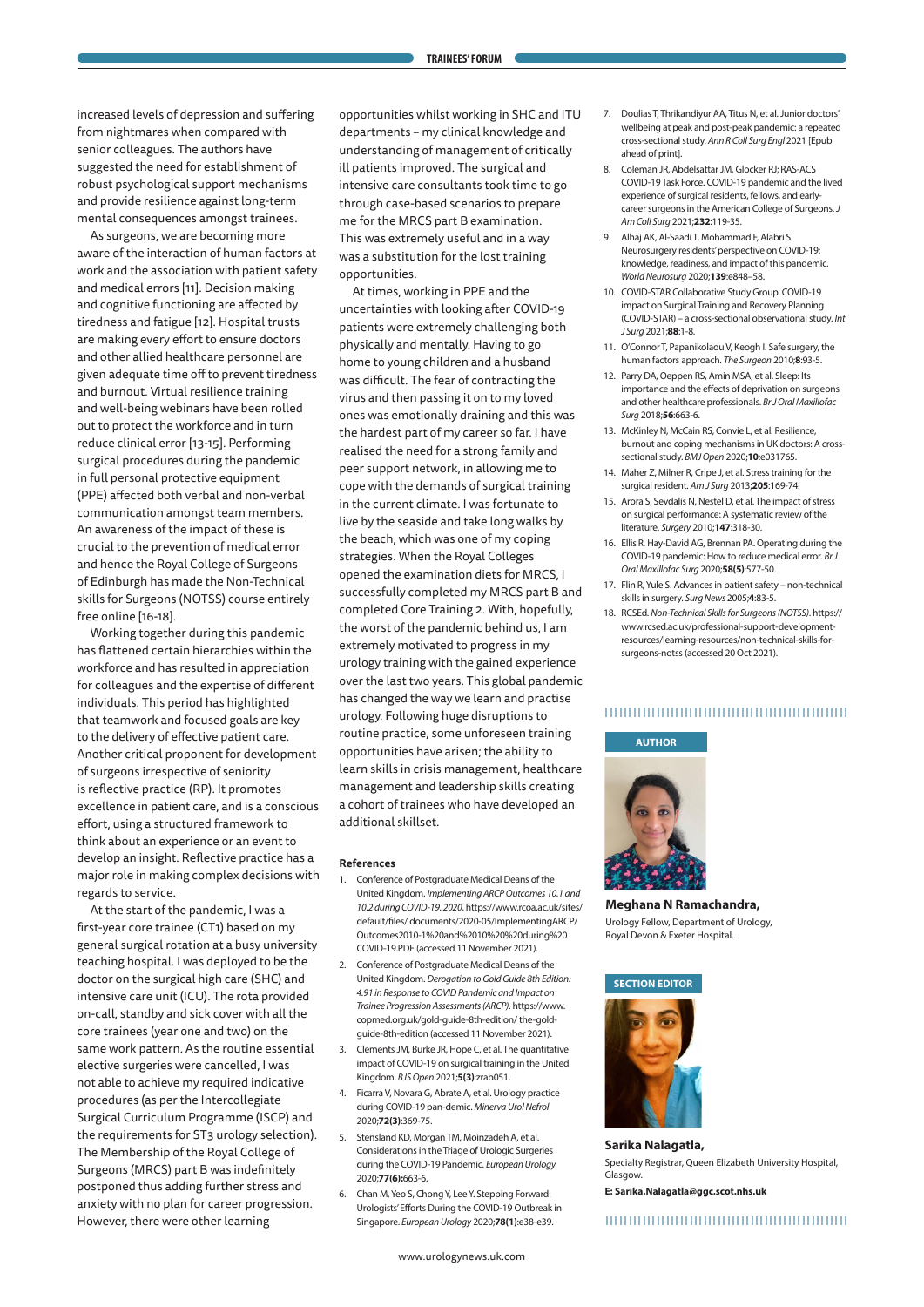increased levels of depression and suffering from nightmares when compared with senior colleagues. The authors have suggested the need for establishment of robust psychological support mechanisms and provide resilience against long-term mental consequences amongst trainees.

As surgeons, we are becoming more aware of the interaction of human factors at work and the association with patient safety and medical errors [11]. Decision making and cognitive functioning are affected by tiredness and fatigue [12]. Hospital trusts are making every effort to ensure doctors and other allied healthcare personnel are given adequate time off to prevent tiredness and burnout. Virtual resilience training and well-being webinars have been rolled out to protect the workforce and in turn reduce clinical error [13-15]. Performing surgical procedures during the pandemic in full personal protective equipment (PPE) affected both verbal and non-verbal communication amongst team members. An awareness of the impact of these is crucial to the prevention of medical error and hence the Royal College of Surgeons of Edinburgh has made the Non-Technical skills for Surgeons (NOTSS) course entirely free online [16-18].

Working together during this pandemic has flattened certain hierarchies within the workforce and has resulted in appreciation for colleagues and the expertise of different individuals. This period has highlighted that teamwork and focused goals are key to the delivery of effective patient care. Another critical proponent for development of surgeons irrespective of seniority is reflective practice (RP). It promotes excellence in patient care, and is a conscious effort, using a structured framework to think about an experience or an event to develop an insight. Reflective practice has a major role in making complex decisions with regards to service.

At the start of the pandemic, I was a first-year core trainee (CT1) based on my general surgical rotation at a busy university teaching hospital. I was deployed to be the doctor on the surgical high care (SHC) and intensive care unit (ICU). The rota provided on-call, standby and sick cover with all the core trainees (year one and two) on the same work pattern. As the routine essential elective surgeries were cancelled, I was not able to achieve my required indicative procedures (as per the Intercollegiate Surgical Curriculum Programme (ISCP) and the requirements for ST3 urology selection). The Membership of the Royal College of Surgeons (MRCS) part B was indefinitely postponed thus adding further stress and anxiety with no plan for career progression. However, there were other learning opportunities whilst working in SHC and ITU departments – my clinical knowledge and understanding of management of critically ill patients improved. The surgical and intensive care consultants took time to go through case-based scenarios to prepare me for the MRCS part B examination. This was extremely useful and in a way was a substitution for the lost training opportunities.

At times, working in PPE and the uncertainties with looking after COVID-19 patients were extremely challenging both physically and mentally. Having to go home to young children and a husband was difficult. The fear of contracting the virus and then passing it on to my loved ones was emotionally draining and this was the hardest part of my career so far. I have realised the need for a strong family and peer support network, in allowing me to cope with the demands of surgical training in the current climate. I was fortunate to live by the seaside and take long walks by the beach, which was one of my coping strategies. When the Royal Colleges opened the examination diets for MRCS, I successfully completed my MRCS part B and completed Core Training 2. With, hopefully, the worst of the pandemic behind us, I am extremely motivated to progress in my urology training with the gained experience over the last two years. This global pandemic has changed the way we learn and practise urology. Following huge disruptions to routine practice, some unforeseen training opportunities have arisen; the ability to learn skills in crisis management, healthcare management and leadership skills creating a cohort of trainees who have developed an additional skillset.

### References

1. Conference of Postgraduate Medical Deans of the United Kingdom. *Implementing ARCP Outcomes 10.1 and 10.2 during COVID-19. 2020*. https://www.rcoa.ac.uk/sites/default/files/ documents/2020-05/ImplementingARCP/Outcomes2010-1%20and%2010%20during%20COVID-19.PDF (accessed 11 November 2021).
2. Conference of Postgraduate Medical Deans of the United Kingdom. *Derogation to Gold Guide 8th Edition: 4.91 in Response to COVID Pandemic and Impact on Trainee Progression Assessments (ARCP)*. https://www.copmed.org.uk/gold-guide-8th-edition/ the-gold-guide-8th-edition (accessed 11 November 2021).
3. Clements JM, Burke JR, Hope C, et al. The quantitative impact of COVID-19 on surgical training in the United Kingdom. *BJS Open* 2021;**5(3)**:zrab051.
4. Ficarra V, Novara G, Abrate A, et al. Urology practice during COVID-19 pan-demic. *Minerva Urol Nefrol* 2020;**72(3)**:369-75.
5. Stensland KD, Morgan TM, Moinzadeh A, et al. Considerations in the Triage of Urologic Surgeries during the COVID-19 Pandemic. *European Urology* 2020;**77(6)**:663-6.
6. Chan M, Yeo S, Chong Y, Lee Y. Stepping Forward: Urologists' Efforts During the COVID-19 Outbreak in Singapore. *European Urology* 2020;**78(1)**:e38-e39.
7. Doulias T, Thrikandiyur AA, Titus N, et al. Junior doctors' wellbeing at peak and post-peak pandemic: a repeated cross-sectional study. *Ann R Coll Surg Engl* 2021 [Epub ahead of print].
8. Coleman JR, Abdelsattar JM, Glocker RJ; RAS-ACS COVID-19 Task Force. COVID-19 pandemic and the lived experience of surgical residents, fellows, and early-career surgeons in the American College of Surgeons. *J Am Coll Surg* 2021;**232**:119-35.
9. Alhaj AK, Al-Saadi T, Mohammad F, Alabri S. Neurosurgery residents' perspective on COVID-19: knowledge, readiness, and impact of this pandemic. *World Neurosurg* 2020;**139**:e848–58.
10. COVID-STAR Collaborative Study Group. COVID-19 impact on Surgical Training and Recovery Planning (COVID-STAR) – a cross-sectional observational study. *Int J Surg* 2021;**88**:1-8.
11. O'Connor T, Papanikolaou V, Keogh I. Safe surgery, the human factors approach. *The Surgeon* 2010;**8**:93-5.
12. Parry DA, Oeppen RS, Amin MSA, et al. Sleep: Its importance and the effects of deprivation on surgeons and other healthcare professionals. *Br J Oral Maxillofac Surg* 2018;**56**:663-6.
13. McKinley N, McCain RS, Convie L, et al. Resilience, burnout and coping mechanisms in UK doctors: A cross-sectional study. *BMJ Open* 2020;**10**:e031765.
14. Maher Z, Milner R, Cripe J, et al. Stress training for the surgical resident. *Am J Surg* 2013;**205**:169-74.
15. Arora S, Sevdalis N, Nestel D, et al. The impact of stress on surgical performance: A systematic review of the literature. *Surgery* 2010;**147**:318-30.
16. Ellis R, Hay-David AG, Brennan PA. Operating during the COVID-19 pandemic: How to reduce medical error. *Br J Oral Maxillofac Surg* 2020;**58(5)**:577-50.
17. Flin R, Yule S. Advances in patient safety – non-technical skills in surgery. *Surg News* 2005;**4**:83-5.
18. RCSEd. *Non-Technical Skills for Surgeons (NOTSS)*. https://www.rcsed.ac.uk/professional-support-development-resources/learning-resources/non-technical-skills-for-surgeons-notss (accessed 20 Oct 2021).

**AUTHOR**

**Meghana N Ramachandra,**
Urology Fellow, Department of Urology, Royal Devon & Exeter Hospital.

**SECTION EDITOR**

**Sarika Nalagatla,**
Specialty Registrar, Queen Elizabeth University Hospital, Glasgow.

**E: Sarika.Nalagatla@ggc.scot.nhs.uk**